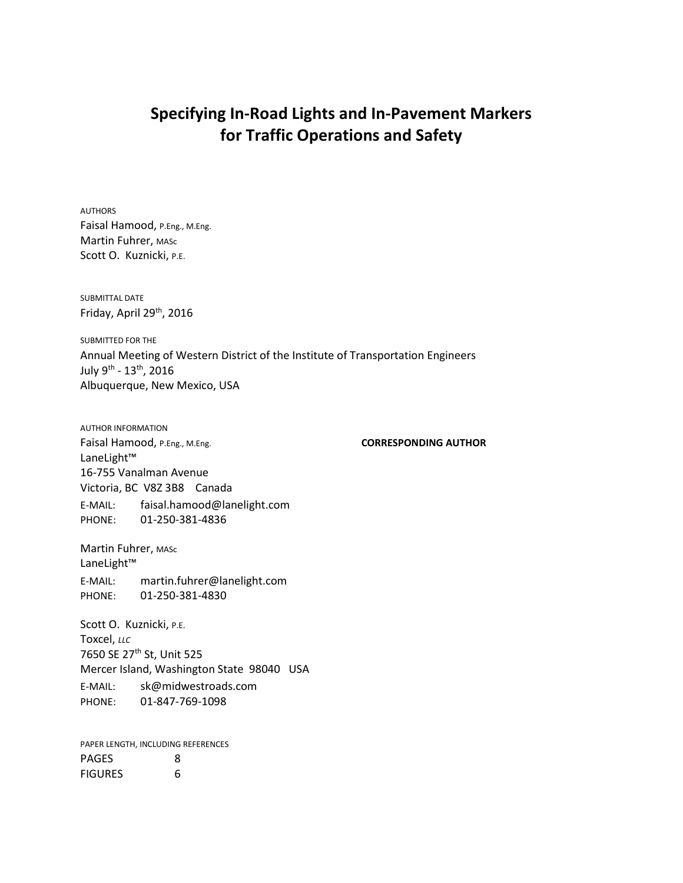# Specifying In-Road Lights and In-Pavement Markers for Traffic Operations and Safety

AUTHORS

Faisal Hamood, P.Eng., M.Eng.
Martin Fuhrer, MASc
Scott O. Kuznicki, P.E.

SUBMITTAL DATE

Friday, April 29th, 2016

SUBMITTED FOR THE

Annual Meeting of Western District of the Institute of Transportation Engineers
July 9th - 13th, 2016
Albuquerque, New Mexico, USA

AUTHOR INFORMATION

Faisal Hamood, P.Eng., M.Eng. **CORRESPONDING AUTHOR**
LaneLight™
16-755 Vanalman Avenue
Victoria, BC V8Z 3B8 Canada
E-MAIL: faisal.hamood@lanelight.com
PHONE: 01-250-381-4836

Martin Fuhrer, MASc
LaneLight™
E-MAIL: martin.fuhrer@lanelight.com
PHONE: 01-250-381-4830

Scott O. Kuznicki, P.E.
Toxcel, *LLC*
7650 SE 27th St, Unit 525
Mercer Island, Washington State 98040 USA
E-MAIL: sk@midwestroads.com
PHONE: 01-847-769-1098

PAPER LENGTH, INCLUDING REFERENCES

| | |
|---|---|
| PAGES | 8 |
| FIGURES | 6 |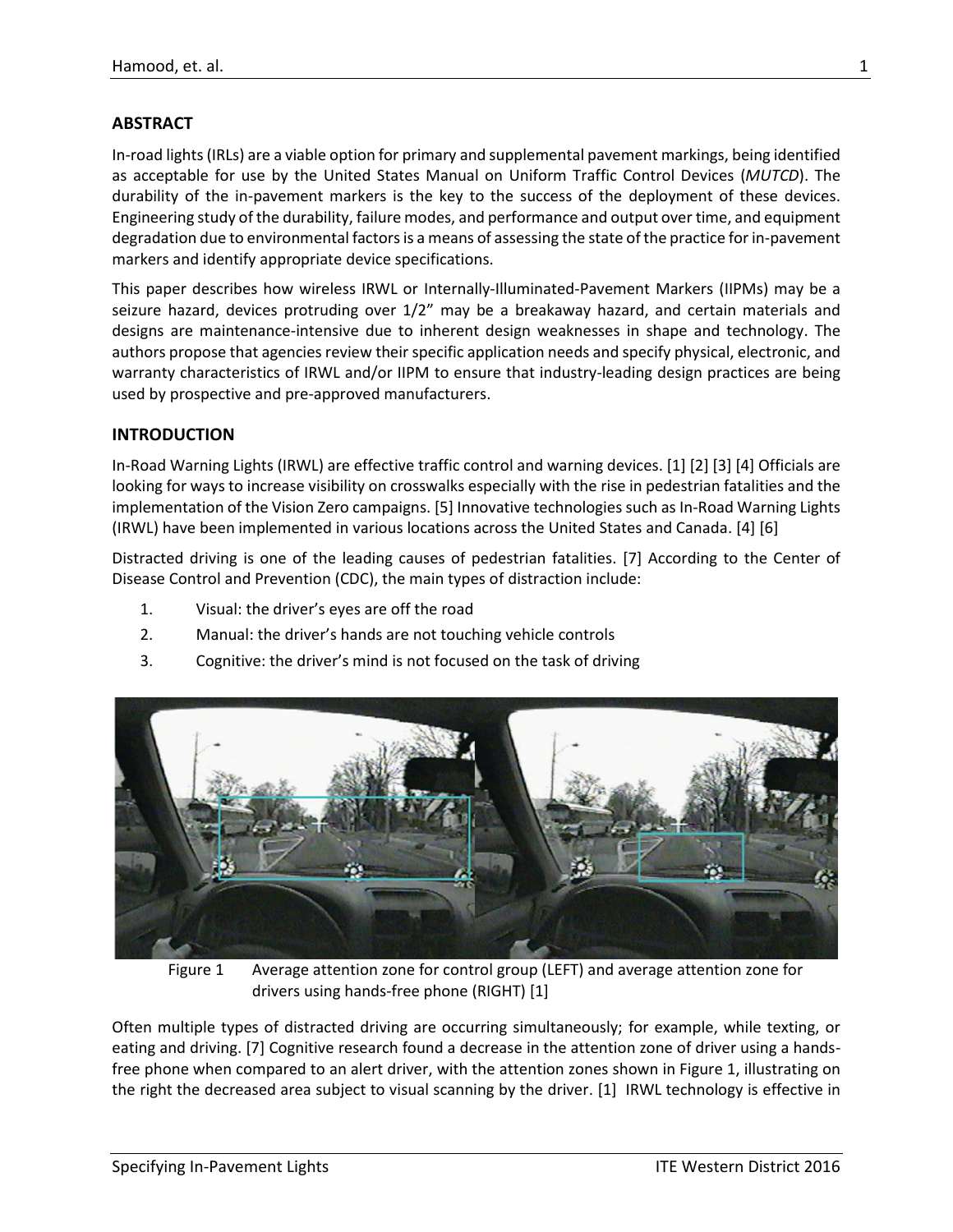## ABSTRACT

In-road lights (IRLs) are a viable option for primary and supplemental pavement markings, being identified as acceptable for use by the United States Manual on Uniform Traffic Control Devices (*MUTCD*). The durability of the in-pavement markers is the key to the success of the deployment of these devices. Engineering study of the durability, failure modes, and performance and output over time, and equipment degradation due to environmental factors is a means of assessing the state of the practice for in-pavement markers and identify appropriate device specifications.

This paper describes how wireless IRWL or Internally-Illuminated-Pavement Markers (IIPMs) may be a seizure hazard, devices protruding over 1/2" may be a breakaway hazard, and certain materials and designs are maintenance-intensive due to inherent design weaknesses in shape and technology. The authors propose that agencies review their specific application needs and specify physical, electronic, and warranty characteristics of IRWL and/or IIPM to ensure that industry-leading design practices are being used by prospective and pre-approved manufacturers.

## INTRODUCTION

In-Road Warning Lights (IRWL) are effective traffic control and warning devices. [1] [2] [3] [4] Officials are looking for ways to increase visibility on crosswalks especially with the rise in pedestrian fatalities and the implementation of the Vision Zero campaigns. [5] Innovative technologies such as In-Road Warning Lights (IRWL) have been implemented in various locations across the United States and Canada. [4] [6]

Distracted driving is one of the leading causes of pedestrian fatalities. [7] According to the Center of Disease Control and Prevention (CDC), the main types of distraction include:

1. Visual: the driver's eyes are off the road
2. Manual: the driver's hands are not touching vehicle controls
3. Cognitive: the driver's mind is not focused on the task of driving

Figure 1 Average attention zone for control group (LEFT) and average attention zone for drivers using hands-free phone (RIGHT) [1]

Often multiple types of distracted driving are occurring simultaneously; for example, while texting, or eating and driving. [7] Cognitive research found a decrease in the attention zone of driver using a hands-free phone when compared to an alert driver, with the attention zones shown in Figure 1, illustrating on the right the decreased area subject to visual scanning by the driver. [1] IRWL technology is effective in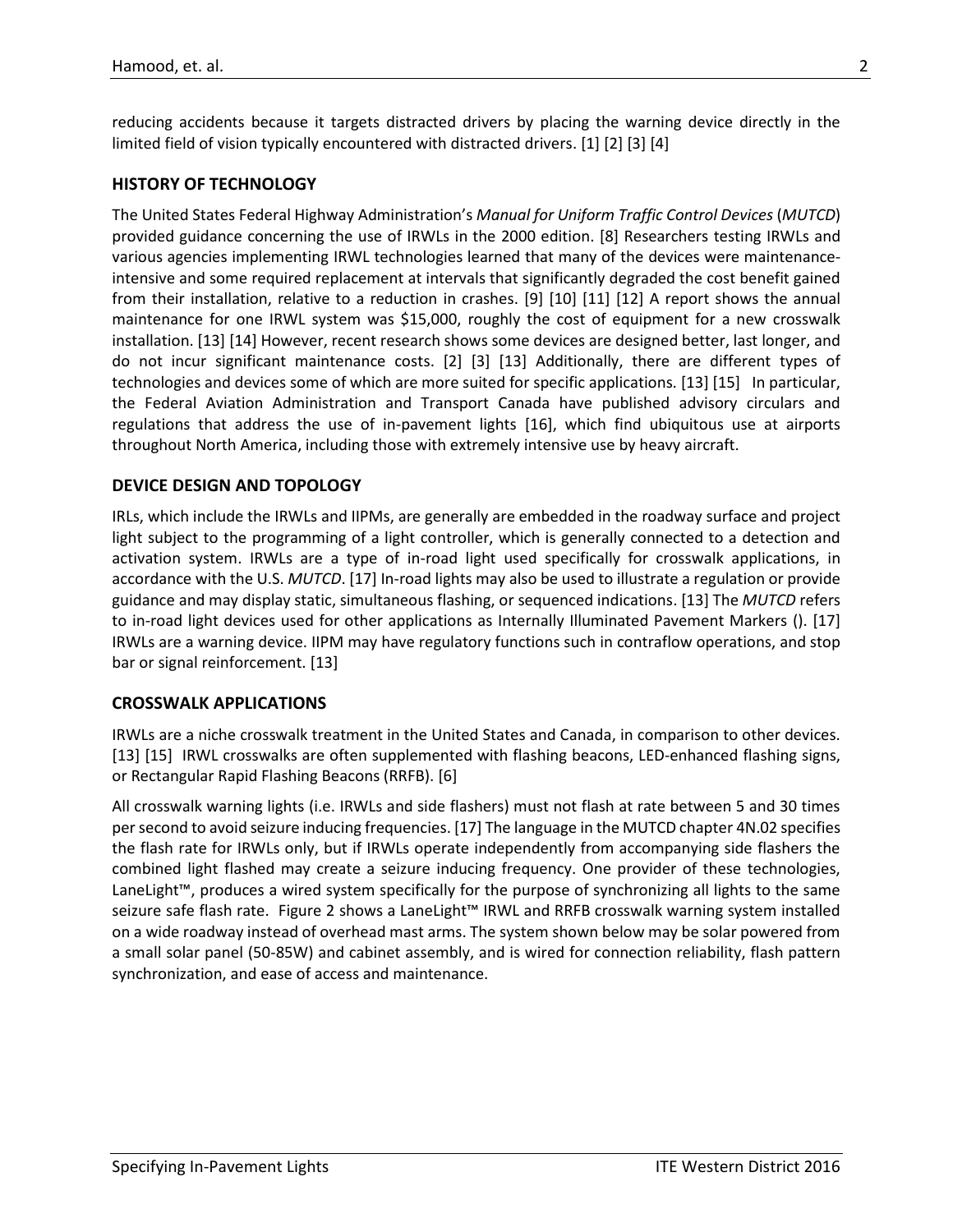reducing accidents because it targets distracted drivers by placing the warning device directly in the limited field of vision typically encountered with distracted drivers. [1] [2] [3] [4]

## HISTORY OF TECHNOLOGY

The United States Federal Highway Administration's *Manual for Uniform Traffic Control Devices* (*MUTCD*) provided guidance concerning the use of IRWLs in the 2000 edition. [8] Researchers testing IRWLs and various agencies implementing IRWL technologies learned that many of the devices were maintenance-intensive and some required replacement at intervals that significantly degraded the cost benefit gained from their installation, relative to a reduction in crashes. [9] [10] [11] [12] A report shows the annual maintenance for one IRWL system was $15,000, roughly the cost of equipment for a new crosswalk installation. [13] [14] However, recent research shows some devices are designed better, last longer, and do not incur significant maintenance costs. [2] [3] [13] Additionally, there are different types of technologies and devices some of which are more suited for specific applications. [13] [15] In particular, the Federal Aviation Administration and Transport Canada have published advisory circulars and regulations that address the use of in-pavement lights [16], which find ubiquitous use at airports throughout North America, including those with extremely intensive use by heavy aircraft.

## DEVICE DESIGN AND TOPOLOGY

IRLs, which include the IRWLs and IIPMs, are generally are embedded in the roadway surface and project light subject to the programming of a light controller, which is generally connected to a detection and activation system. IRWLs are a type of in-road light used specifically for crosswalk applications, in accordance with the U.S. *MUTCD*. [17] In-road lights may also be used to illustrate a regulation or provide guidance and may display static, simultaneous flashing, or sequenced indications. [13] The *MUTCD* refers to in-road light devices used for other applications as Internally Illuminated Pavement Markers (). [17] IRWLs are a warning device. IIPM may have regulatory functions such in contraflow operations, and stop bar or signal reinforcement. [13]

## CROSSWALK APPLICATIONS

IRWLs are a niche crosswalk treatment in the United States and Canada, in comparison to other devices. [13] [15] IRWL crosswalks are often supplemented with flashing beacons, LED-enhanced flashing signs, or Rectangular Rapid Flashing Beacons (RRFB). [6]

All crosswalk warning lights (i.e. IRWLs and side flashers) must not flash at rate between 5 and 30 times per second to avoid seizure inducing frequencies. [17] The language in the MUTCD chapter 4N.02 specifies the flash rate for IRWLs only, but if IRWLs operate independently from accompanying side flashers the combined light flashed may create a seizure inducing frequency. One provider of these technologies, LaneLight™, produces a wired system specifically for the purpose of synchronizing all lights to the same seizure safe flash rate. Figure 2 shows a LaneLight™ IRWL and RRFB crosswalk warning system installed on a wide roadway instead of overhead mast arms. The system shown below may be solar powered from a small solar panel (50-85W) and cabinet assembly, and is wired for connection reliability, flash pattern synchronization, and ease of access and maintenance.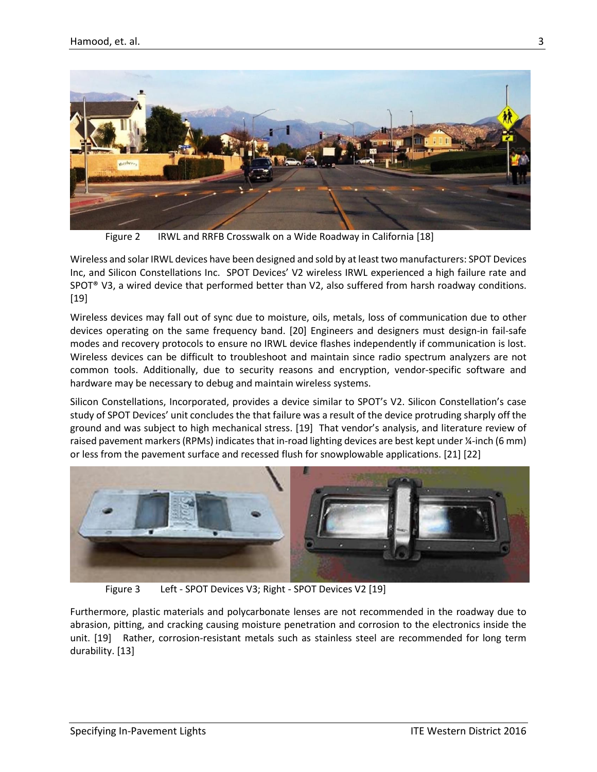Figure 2 IRWL and RRFB Crosswalk on a Wide Roadway in California [18]

Wireless and solar IRWL devices have been designed and sold by at least two manufacturers: SPOT Devices Inc, and Silicon Constellations Inc. SPOT Devices' V2 wireless IRWL experienced a high failure rate and SPOT® V3, a wired device that performed better than V2, also suffered from harsh roadway conditions. [19]

Wireless devices may fall out of sync due to moisture, oils, metals, loss of communication due to other devices operating on the same frequency band. [20] Engineers and designers must design-in fail-safe modes and recovery protocols to ensure no IRWL device flashes independently if communication is lost. Wireless devices can be difficult to troubleshoot and maintain since radio spectrum analyzers are not common tools. Additionally, due to security reasons and encryption, vendor-specific software and hardware may be necessary to debug and maintain wireless systems.

Silicon Constellations, Incorporated, provides a device similar to SPOT's V2. Silicon Constellation's case study of SPOT Devices' unit concludes the that failure was a result of the device protruding sharply off the ground and was subject to high mechanical stress. [19] That vendor's analysis, and literature review of raised pavement markers (RPMs) indicates that in-road lighting devices are best kept under ¼-inch (6 mm) or less from the pavement surface and recessed flush for snowplowable applications. [21] [22]

Figure 3 Left - SPOT Devices V3; Right - SPOT Devices V2 [19]

Furthermore, plastic materials and polycarbonate lenses are not recommended in the roadway due to abrasion, pitting, and cracking causing moisture penetration and corrosion to the electronics inside the unit. [19] Rather, corrosion-resistant metals such as stainless steel are recommended for long term durability. [13]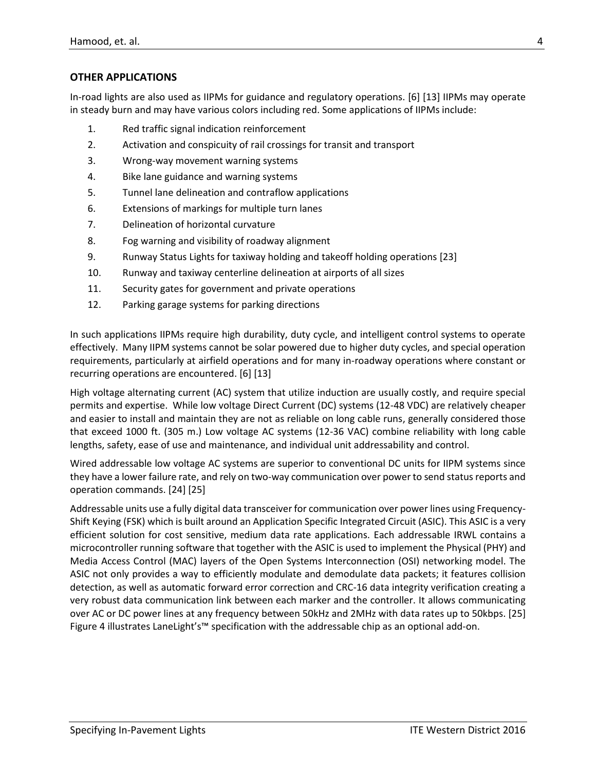## OTHER APPLICATIONS

In-road lights are also used as IIPMs for guidance and regulatory operations. [6] [13] IIPMs may operate in steady burn and may have various colors including red. Some applications of IIPMs include:

1. Red traffic signal indication reinforcement
2. Activation and conspicuity of rail crossings for transit and transport
3. Wrong-way movement warning systems
4. Bike lane guidance and warning systems
5. Tunnel lane delineation and contraflow applications
6. Extensions of markings for multiple turn lanes
7. Delineation of horizontal curvature
8. Fog warning and visibility of roadway alignment
9. Runway Status Lights for taxiway holding and takeoff holding operations [23]
10. Runway and taxiway centerline delineation at airports of all sizes
11. Security gates for government and private operations
12. Parking garage systems for parking directions

In such applications IIPMs require high durability, duty cycle, and intelligent control systems to operate effectively. Many IIPM systems cannot be solar powered due to higher duty cycles, and special operation requirements, particularly at airfield operations and for many in-roadway operations where constant or recurring operations are encountered. [6] [13]

High voltage alternating current (AC) system that utilize induction are usually costly, and require special permits and expertise. While low voltage Direct Current (DC) systems (12-48 VDC) are relatively cheaper and easier to install and maintain they are not as reliable on long cable runs, generally considered those that exceed 1000 ft. (305 m.) Low voltage AC systems (12-36 VAC) combine reliability with long cable lengths, safety, ease of use and maintenance, and individual unit addressability and control.

Wired addressable low voltage AC systems are superior to conventional DC units for IIPM systems since they have a lower failure rate, and rely on two-way communication over power to send status reports and operation commands. [24] [25]

Addressable units use a fully digital data transceiver for communication over power lines using Frequency-Shift Keying (FSK) which is built around an Application Specific Integrated Circuit (ASIC). This ASIC is a very efficient solution for cost sensitive, medium data rate applications. Each addressable IRWL contains a microcontroller running software that together with the ASIC is used to implement the Physical (PHY) and Media Access Control (MAC) layers of the Open Systems Interconnection (OSI) networking model. The ASIC not only provides a way to efficiently modulate and demodulate data packets; it features collision detection, as well as automatic forward error correction and CRC-16 data integrity verification creating a very robust data communication link between each marker and the controller. It allows communicating over AC or DC power lines at any frequency between 50kHz and 2MHz with data rates up to 50kbps. [25] Figure 4 illustrates LaneLight's™ specification with the addressable chip as an optional add-on.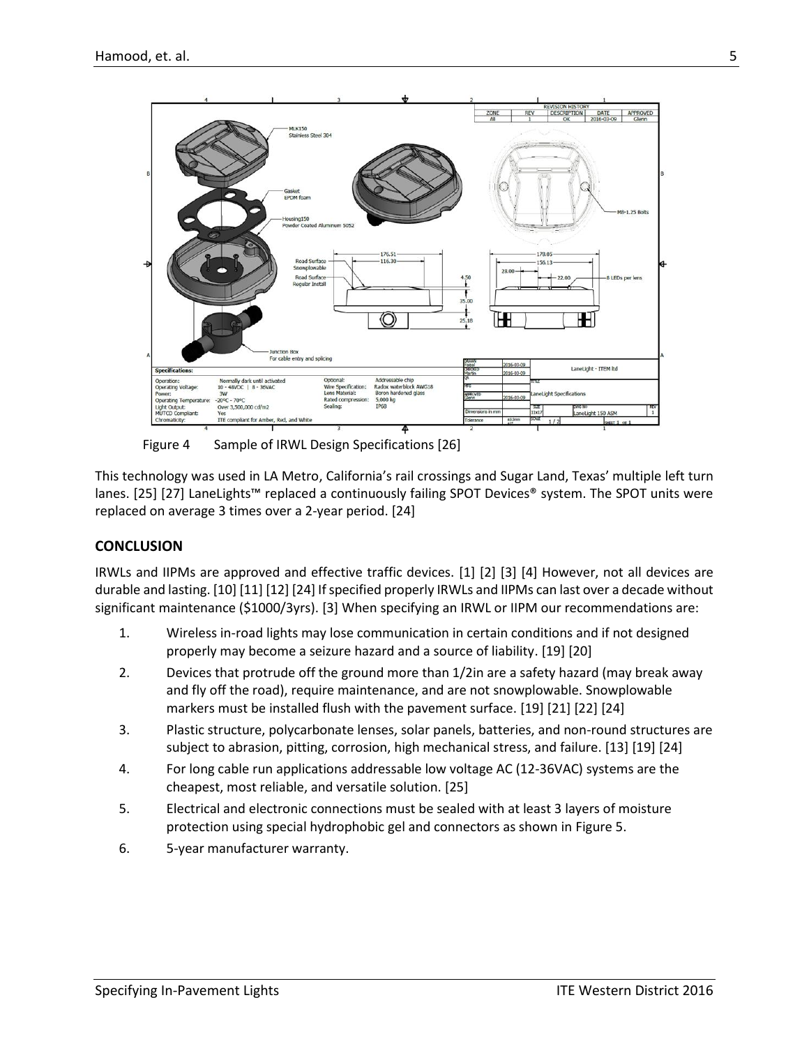Figure 4    Sample of IRWL Design Specifications [26]

This technology was used in LA Metro, California's rail crossings and Sugar Land, Texas' multiple left turn lanes. [25] [27] LaneLights™ replaced a continuously failing SPOT Devices® system. The SPOT units were replaced on average 3 times over a 2-year period. [24]

## CONCLUSION

IRWLs and IIPMs are approved and effective traffic devices. [1] [2] [3] [4] However, not all devices are durable and lasting. [10] [11] [12] [24] If specified properly IRWLs and IIPMs can last over a decade without significant maintenance ($1000/3yrs). [3] When specifying an IRWL or IIPM our recommendations are:

1. Wireless in-road lights may lose communication in certain conditions and if not designed properly may become a seizure hazard and a source of liability. [19] [20]
2. Devices that protrude off the ground more than 1/2in are a safety hazard (may break away and fly off the road), require maintenance, and are not snowplowable. Snowplowable markers must be installed flush with the pavement surface. [19] [21] [22] [24]
3. Plastic structure, polycarbonate lenses, solar panels, batteries, and non-round structures are subject to abrasion, pitting, corrosion, high mechanical stress, and failure. [13] [19] [24]
4. For long cable run applications addressable low voltage AC (12-36VAC) systems are the cheapest, most reliable, and versatile solution. [25]
5. Electrical and electronic connections must be sealed with at least 3 layers of moisture protection using special hydrophobic gel and connectors as shown in Figure 5.
6. 5-year manufacturer warranty.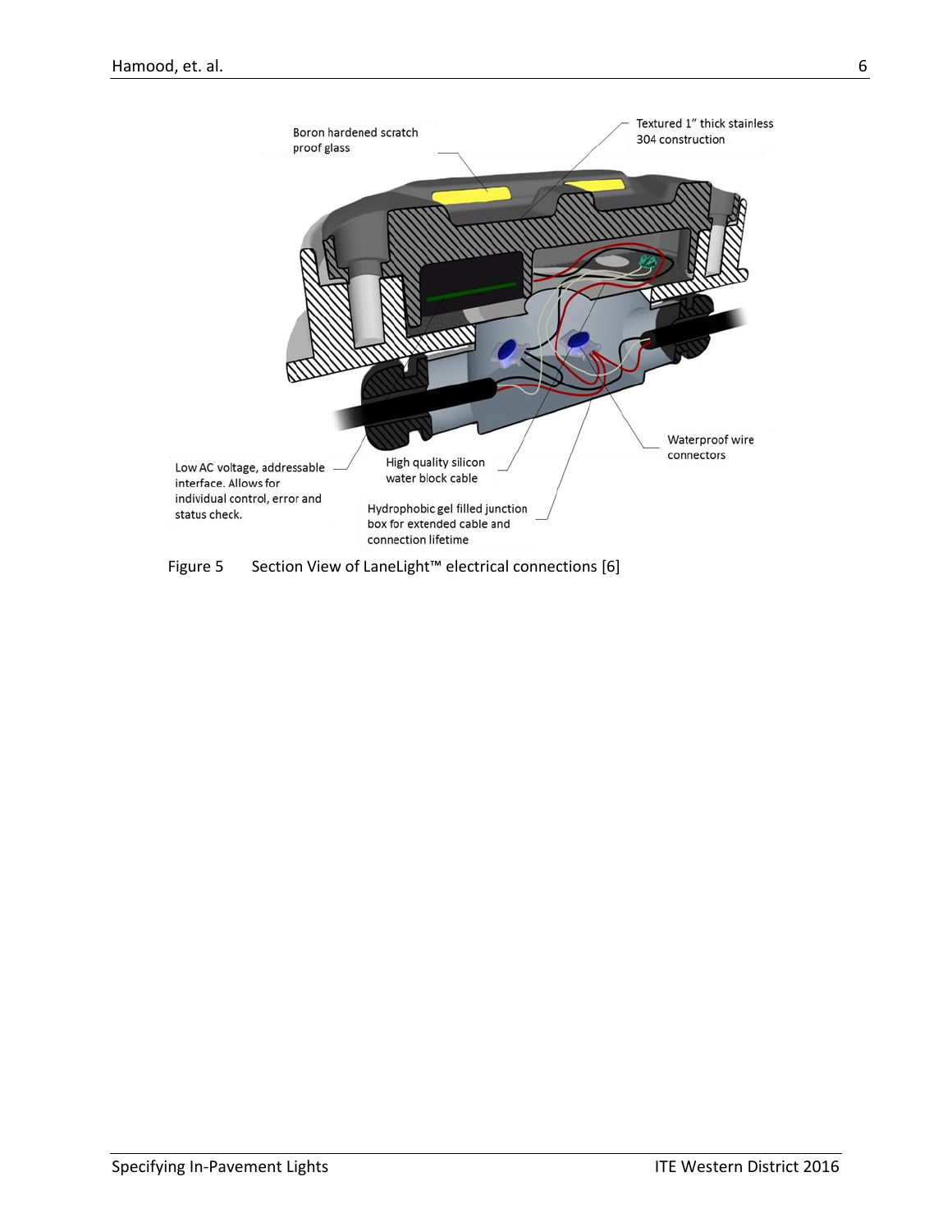Boron hardened scratch proof glass

Textured 1" thick stainless 304 construction

Waterproof wire connectors

Low AC voltage, addressable interface. Allows for individual control, error and status check.

High quality silicon water block cable

Hydrophobic gel filled junction box for extended cable and connection lifetime

Figure 5 Section View of LaneLight™ electrical connections [6]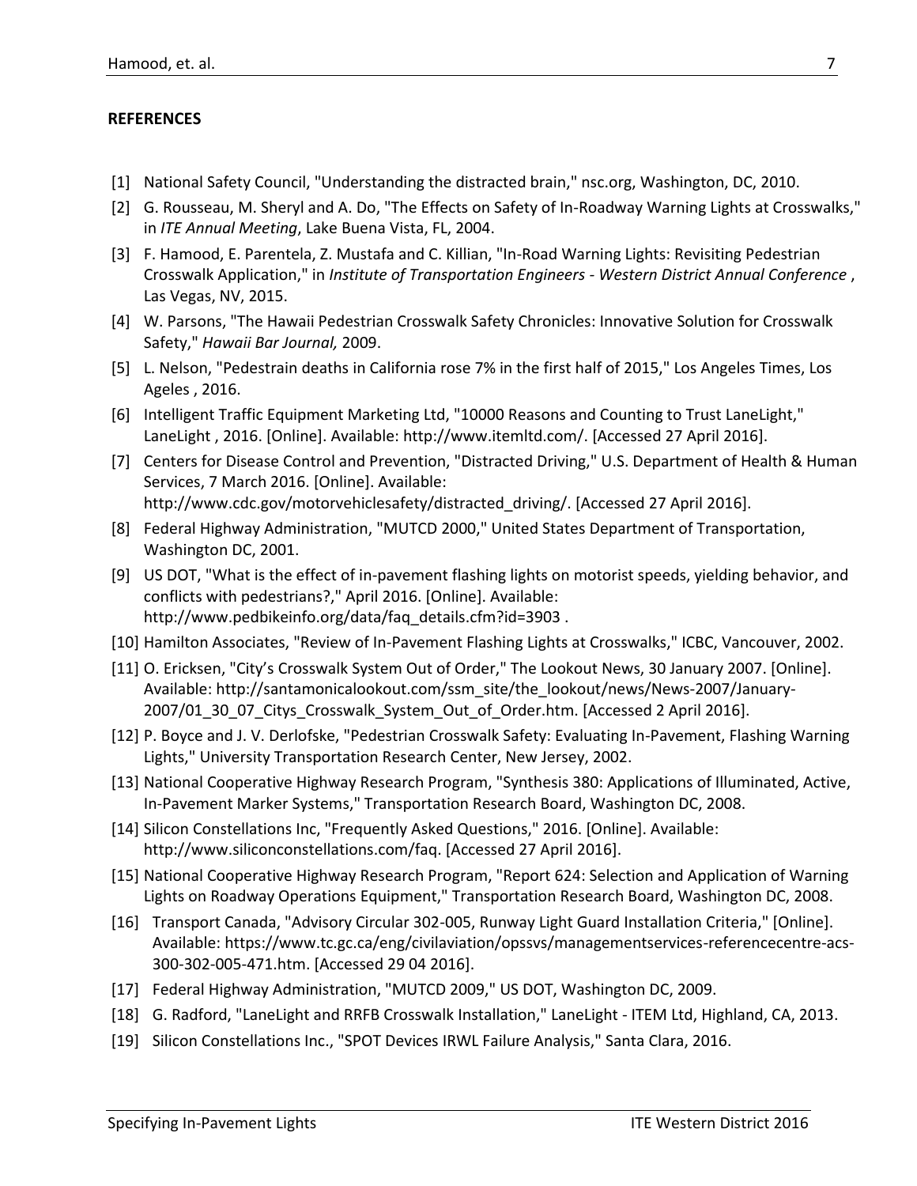**REFERENCES**

[1] National Safety Council, "Understanding the distracted brain," nsc.org, Washington, DC, 2010.

[2] G. Rousseau, M. Sheryl and A. Do, "The Effects on Safety of In-Roadway Warning Lights at Crosswalks," in *ITE Annual Meeting*, Lake Buena Vista, FL, 2004.

[3] F. Hamood, E. Parentela, Z. Mustafa and C. Killian, "In-Road Warning Lights: Revisiting Pedestrian Crosswalk Application," in *Institute of Transportation Engineers - Western District Annual Conference* , Las Vegas, NV, 2015.

[4] W. Parsons, "The Hawaii Pedestrian Crosswalk Safety Chronicles: Innovative Solution for Crosswalk Safety," *Hawaii Bar Journal,* 2009.

[5] L. Nelson, "Pedestrain deaths in California rose 7% in the first half of 2015," Los Angeles Times, Los Ageles , 2016.

[6] Intelligent Traffic Equipment Marketing Ltd, "10000 Reasons and Counting to Trust LaneLight," LaneLight , 2016. [Online]. Available: http://www.itemltd.com/. [Accessed 27 April 2016].

[7] Centers for Disease Control and Prevention, "Distracted Driving," U.S. Department of Health & Human Services, 7 March 2016. [Online]. Available: http://www.cdc.gov/motorvehiclesafety/distracted_driving/. [Accessed 27 April 2016].

[8] Federal Highway Administration, "MUTCD 2000," United States Department of Transportation, Washington DC, 2001.

[9] US DOT, "What is the effect of in-pavement flashing lights on motorist speeds, yielding behavior, and conflicts with pedestrians?," April 2016. [Online]. Available: http://www.pedbikeinfo.org/data/faq_details.cfm?id=3903 .

[10] Hamilton Associates, "Review of In-Pavement Flashing Lights at Crosswalks," ICBC, Vancouver, 2002.

[11] O. Ericksen, "City's Crosswalk System Out of Order," The Lookout News, 30 January 2007. [Online]. Available: http://santamonicalookout.com/ssm_site/the_lookout/news/News-2007/January-2007/01_30_07_Citys_Crosswalk_System_Out_of_Order.htm. [Accessed 2 April 2016].

[12] P. Boyce and J. V. Derlofske, "Pedestrian Crosswalk Safety: Evaluating In-Pavement, Flashing Warning Lights," University Transportation Research Center, New Jersey, 2002.

[13] National Cooperative Highway Research Program, "Synthesis 380: Applications of Illuminated, Active, In-Pavement Marker Systems," Transportation Research Board, Washington DC, 2008.

[14] Silicon Constellations Inc, "Frequently Asked Questions," 2016. [Online]. Available: http://www.siliconconstellations.com/faq. [Accessed 27 April 2016].

[15] National Cooperative Highway Research Program, "Report 624: Selection and Application of Warning Lights on Roadway Operations Equipment," Transportation Research Board, Washington DC, 2008.

[16] Transport Canada, "Advisory Circular 302-005, Runway Light Guard Installation Criteria," [Online]. Available: https://www.tc.gc.ca/eng/civilaviation/opssvs/managementservices-referencecentre-acs-300-302-005-471.htm. [Accessed 29 04 2016].

[17] Federal Highway Administration, "MUTCD 2009," US DOT, Washington DC, 2009.

[18] G. Radford, "LaneLight and RRFB Crosswalk Installation," LaneLight - ITEM Ltd, Highland, CA, 2013.

[19] Silicon Constellations Inc., "SPOT Devices IRWL Failure Analysis," Santa Clara, 2016.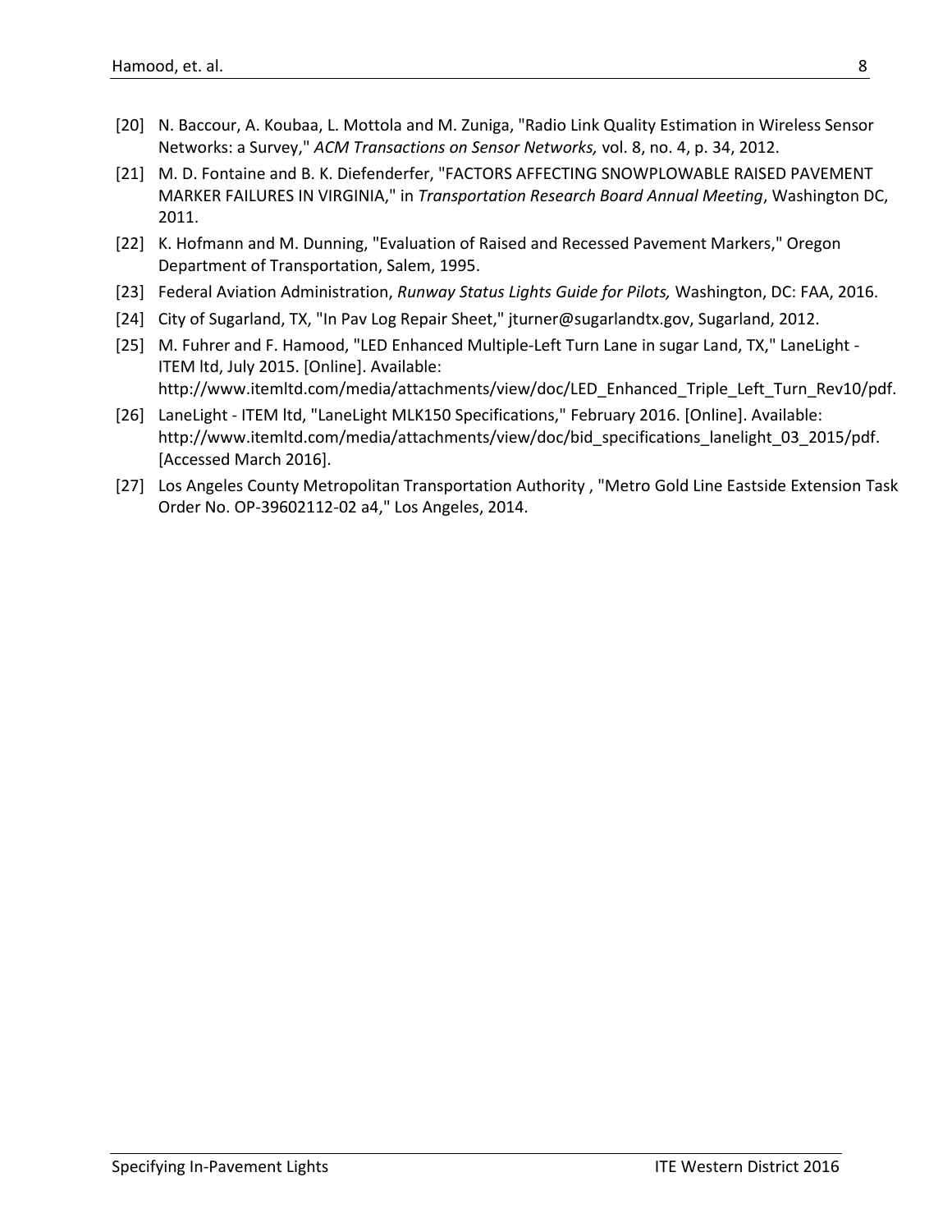[20] N. Baccour, A. Koubaa, L. Mottola and M. Zuniga, "Radio Link Quality Estimation in Wireless Sensor Networks: a Survey," *ACM Transactions on Sensor Networks,* vol. 8, no. 4, p. 34, 2012.

[21] M. D. Fontaine and B. K. Diefenderfer, "FACTORS AFFECTING SNOWPLOWABLE RAISED PAVEMENT MARKER FAILURES IN VIRGINIA," in *Transportation Research Board Annual Meeting*, Washington DC, 2011.

[22] K. Hofmann and M. Dunning, "Evaluation of Raised and Recessed Pavement Markers," Oregon Department of Transportation, Salem, 1995.

[23] Federal Aviation Administration, *Runway Status Lights Guide for Pilots,* Washington, DC: FAA, 2016.

[24] City of Sugarland, TX, "In Pav Log Repair Sheet," jturner@sugarlandtx.gov, Sugarland, 2012.

[25] M. Fuhrer and F. Hamood, "LED Enhanced Multiple-Left Turn Lane in sugar Land, TX," LaneLight - ITEM ltd, July 2015. [Online]. Available: http://www.itemltd.com/media/attachments/view/doc/LED_Enhanced_Triple_Left_Turn_Rev10/pdf.

[26] LaneLight - ITEM ltd, "LaneLight MLK150 Specifications," February 2016. [Online]. Available: http://www.itemltd.com/media/attachments/view/doc/bid_specifications_lanelight_03_2015/pdf. [Accessed March 2016].

[27] Los Angeles County Metropolitan Transportation Authority , "Metro Gold Line Eastside Extension Task Order No. OP-39602112-02 a4," Los Angeles, 2014.